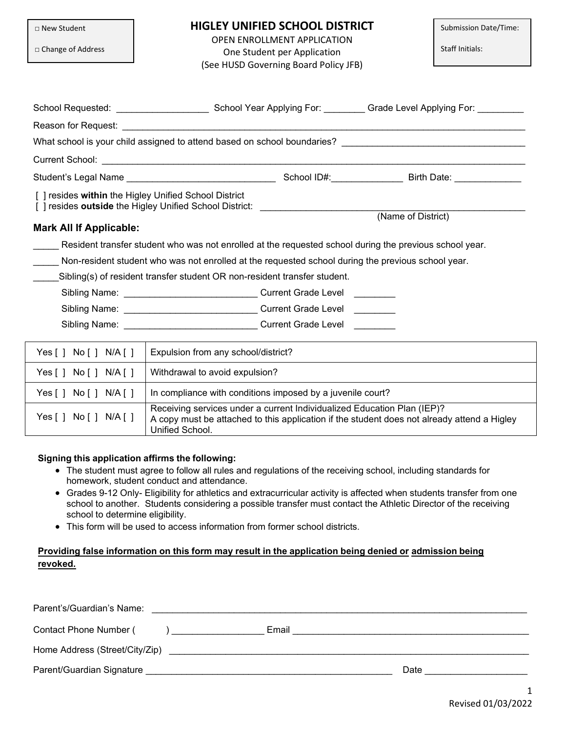□ New Student

□ Change of Address

# HIGLEY UNIFIED SCHOOL DISTRICT

OPEN ENROLLMENT APPLICATION
One Student per Application
(See HUSD Governing Board Policy JFB)

Submission Date/Time:

Staff Initials:

School Requested: __________________ School Year Applying For: ________ Grade Level Applying For: _________

Reason for Request: ______________________________________________________________________________

What school is your child assigned to attend based on school boundaries? ___________________________________

Current School: __________________________________________________________________________________

Student's Legal Name ______________________________ School ID#:______________ Birth Date: _____________

[ ] resides **within** the Higley Unified School District
[ ] resides **outside** the Higley Unified School District: ______________________________________________
(Name of District)

### Mark All If Applicable:

_____ Resident transfer student who was not enrolled at the requested school during the previous school year.

_____ Non-resident student who was not enrolled at the requested school during the previous school year.

_____Sibling(s) of resident transfer student OR non-resident transfer student.

Sibling Name: _________________________ Current Grade Level ________

Sibling Name: _________________________ Current Grade Level ________

Sibling Name: _________________________ Current Grade Level ________

| | |
|---|---|
| Yes [ ] No [ ] N/A [ ] | Expulsion from any school/district? |
| Yes [ ] No [ ] N/A [ ] | Withdrawal to avoid expulsion? |
| Yes [ ] No [ ] N/A [ ] | In compliance with conditions imposed by a juvenile court? |
| Yes [ ] No [ ] N/A [ ] | Receiving services under a current Individualized Education Plan (IEP)? A copy must be attached to this application if the student does not already attend a Higley Unified School. |

**Signing this application affirms the following:**

- The student must agree to follow all rules and regulations of the receiving school, including standards for homework, student conduct and attendance.
- Grades 9-12 Only- Eligibility for athletics and extracurricular activity is affected when students transfer from one school to another. Students considering a possible transfer must contact the Athletic Director of the receiving school to determine eligibility.
- This form will be used to access information from former school districts.

**Providing false information on this form may result in the application being denied or admission being revoked.**

Parent's/Guardian's Name: ___________________________________________________________________________

Contact Phone Number ( ) _________________ Email _______________________________________________

Home Address (Street/City/Zip) _______________________________________________________________________

Parent/Guardian Signature _________________________________________________ Date ___________________

Revised 01/03/2022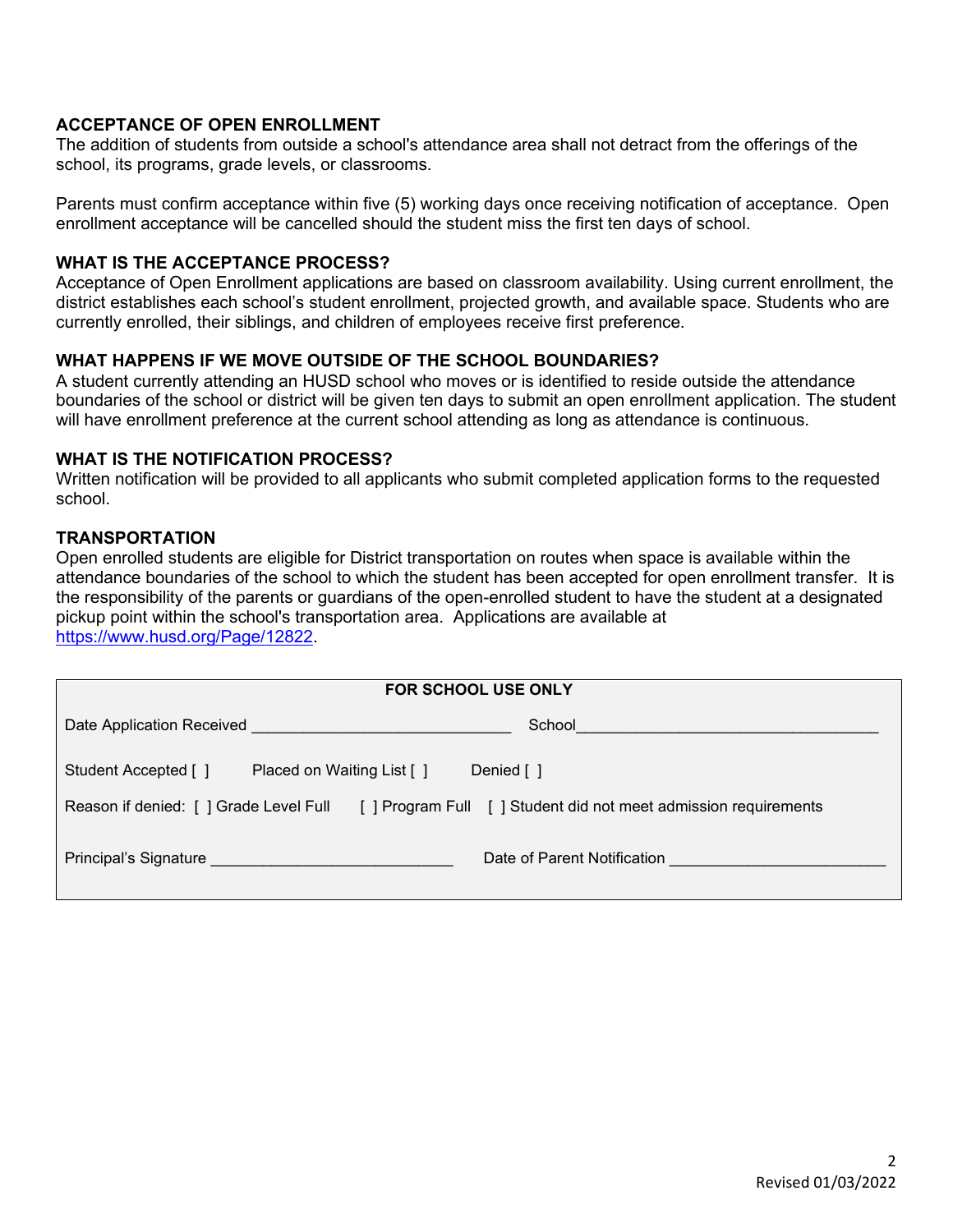## ACCEPTANCE OF OPEN ENROLLMENT

The addition of students from outside a school's attendance area shall not detract from the offerings of the school, its programs, grade levels, or classrooms.

Parents must confirm acceptance within five (5) working days once receiving notification of acceptance. Open enrollment acceptance will be cancelled should the student miss the first ten days of school.

## WHAT IS THE ACCEPTANCE PROCESS?

Acceptance of Open Enrollment applications are based on classroom availability. Using current enrollment, the district establishes each school's student enrollment, projected growth, and available space. Students who are currently enrolled, their siblings, and children of employees receive first preference.

## WHAT HAPPENS IF WE MOVE OUTSIDE OF THE SCHOOL BOUNDARIES?

A student currently attending an HUSD school who moves or is identified to reside outside the attendance boundaries of the school or district will be given ten days to submit an open enrollment application. The student will have enrollment preference at the current school attending as long as attendance is continuous.

## WHAT IS THE NOTIFICATION PROCESS?

Written notification will be provided to all applicants who submit completed application forms to the requested school.

## TRANSPORTATION

Open enrolled students are eligible for District transportation on routes when space is available within the attendance boundaries of the school to which the student has been accepted for open enrollment transfer. It is the responsibility of the parents or guardians of the open-enrolled student to have the student at a designated pickup point within the school's transportation area. Applications are available at https://www.husd.org/Page/12822.

---

**FOR SCHOOL USE ONLY**

Date Application Received ______________________________ School__________________________________

Student Accepted [ ]    Placed on Waiting List [ ]    Denied [ ]

Reason if denied: [ ] Grade Level Full    [ ] Program Full    [ ] Student did not meet admission requirements

Principal's Signature ____________________________    Date of Parent Notification _________________________

---

Revised 01/03/2022